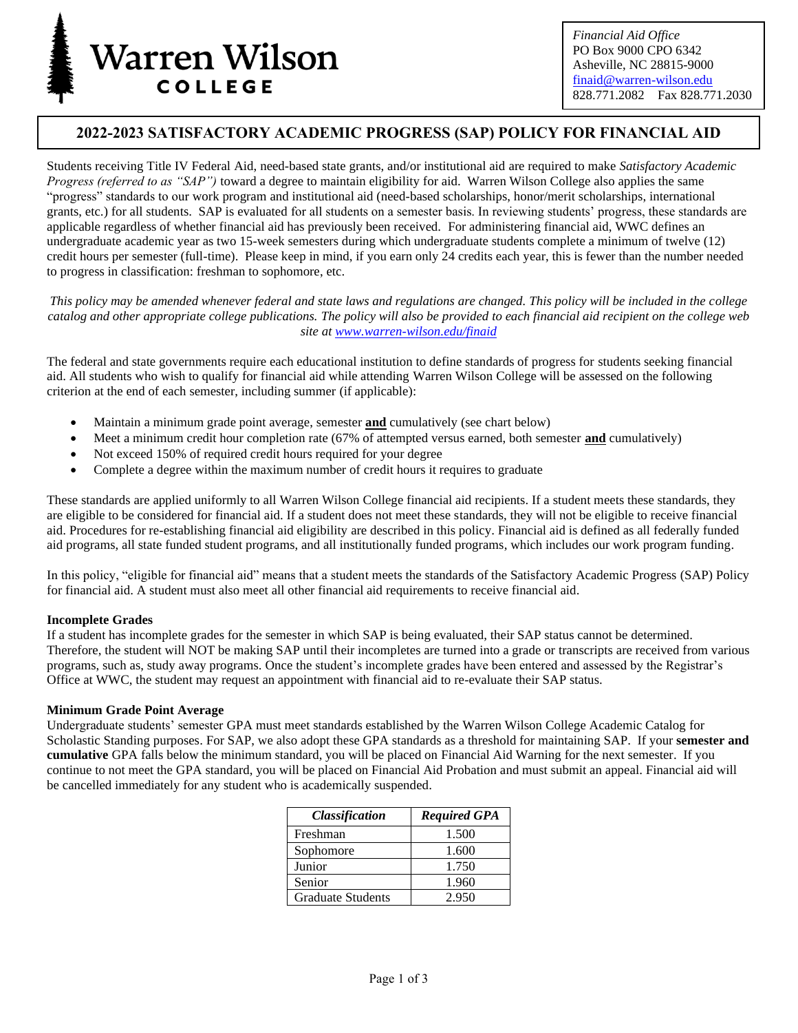Warren Wilson COLLEGE

*Financial Aid Office*
PO Box 9000 CPO 6342
Asheville, NC 28815-9000
finaid@warren-wilson.edu
828.771.2082 Fax 828.771.2030

# 2022-2023 SATISFACTORY ACADEMIC PROGRESS (SAP) POLICY FOR FINANCIAL AID

Students receiving Title IV Federal Aid, need-based state grants, and/or institutional aid are required to make *Satisfactory Academic Progress (referred to as "SAP")* toward a degree to maintain eligibility for aid. Warren Wilson College also applies the same "progress" standards to our work program and institutional aid (need-based scholarships, honor/merit scholarships, international grants, etc.) for all students. SAP is evaluated for all students on a semester basis. In reviewing students' progress, these standards are applicable regardless of whether financial aid has previously been received. For administering financial aid, WWC defines an undergraduate academic year as two 15-week semesters during which undergraduate students complete a minimum of twelve (12) credit hours per semester (full-time). Please keep in mind, if you earn only 24 credits each year, this is fewer than the number needed to progress in classification: freshman to sophomore, etc.

*This policy may be amended whenever federal and state laws and regulations are changed. This policy will be included in the college catalog and other appropriate college publications. The policy will also be provided to each financial aid recipient on the college web site at www.warren-wilson.edu/finaid*

The federal and state governments require each educational institution to define standards of progress for students seeking financial aid. All students who wish to qualify for financial aid while attending Warren Wilson College will be assessed on the following criterion at the end of each semester, including summer (if applicable):

- Maintain a minimum grade point average, semester **and** cumulatively (see chart below)
- Meet a minimum credit hour completion rate (67% of attempted versus earned, both semester **and** cumulatively)
- Not exceed 150% of required credit hours required for your degree
- Complete a degree within the maximum number of credit hours it requires to graduate

These standards are applied uniformly to all Warren Wilson College financial aid recipients. If a student meets these standards, they are eligible to be considered for financial aid. If a student does not meet these standards, they will not be eligible to receive financial aid. Procedures for re-establishing financial aid eligibility are described in this policy. Financial aid is defined as all federally funded aid programs, all state funded student programs, and all institutionally funded programs, which includes our work program funding.

In this policy, "eligible for financial aid" means that a student meets the standards of the Satisfactory Academic Progress (SAP) Policy for financial aid. A student must also meet all other financial aid requirements to receive financial aid.

### Incomplete Grades

If a student has incomplete grades for the semester in which SAP is being evaluated, their SAP status cannot be determined. Therefore, the student will NOT be making SAP until their incompletes are turned into a grade or transcripts are received from various programs, such as, study away programs. Once the student's incomplete grades have been entered and assessed by the Registrar's Office at WWC, the student may request an appointment with financial aid to re-evaluate their SAP status.

### Minimum Grade Point Average

Undergraduate students' semester GPA must meet standards established by the Warren Wilson College Academic Catalog for Scholastic Standing purposes. For SAP, we also adopt these GPA standards as a threshold for maintaining SAP. If your **semester and cumulative** GPA falls below the minimum standard, you will be placed on Financial Aid Warning for the next semester. If you continue to not meet the GPA standard, you will be placed on Financial Aid Probation and must submit an appeal. Financial aid will be cancelled immediately for any student who is academically suspended.

| *Classification* | *Required GPA* |
|---|---|
| Freshman | 1.500 |
| Sophomore | 1.600 |
| Junior | 1.750 |
| Senior | 1.960 |
| Graduate Students | 2.950 |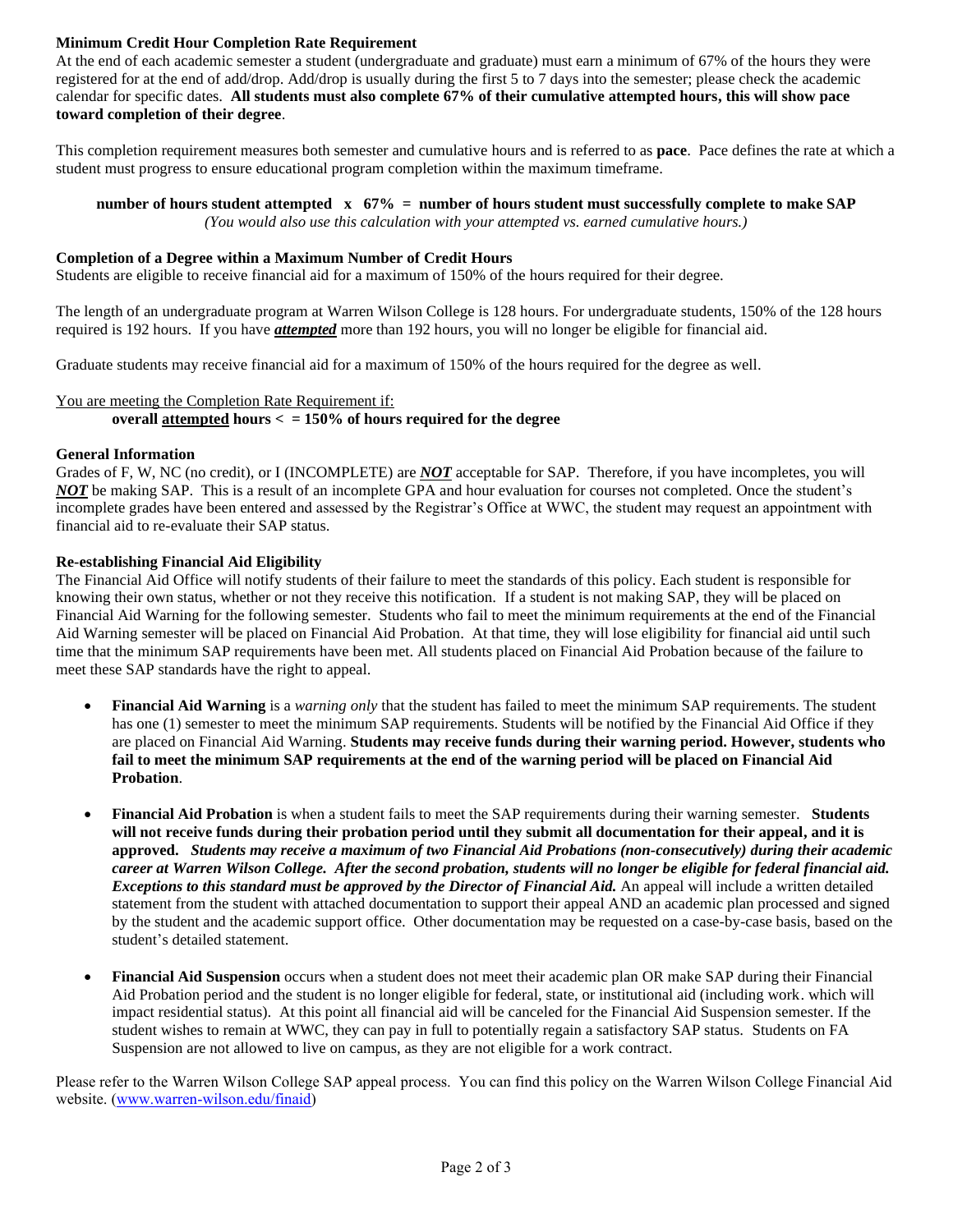**Minimum Credit Hour Completion Rate Requirement**

At the end of each academic semester a student (undergraduate and graduate) must earn a minimum of 67% of the hours they were registered for at the end of add/drop. Add/drop is usually during the first 5 to 7 days into the semester; please check the academic calendar for specific dates. **All students must also complete 67% of their cumulative attempted hours, this will show pace toward completion of their degree**.

This completion requirement measures both semester and cumulative hours and is referred to as **pace**. Pace defines the rate at which a student must progress to ensure educational program completion within the maximum timeframe.

**number of hours student attempted x 67% = number of hours student must successfully complete to make SAP**

*(You would also use this calculation with your attempted vs. earned cumulative hours.)*

**Completion of a Degree within a Maximum Number of Credit Hours**

Students are eligible to receive financial aid for a maximum of 150% of the hours required for their degree.

The length of an undergraduate program at Warren Wilson College is 128 hours. For undergraduate students, 150% of the 128 hours required is 192 hours. If you have ***attempted*** more than 192 hours, you will no longer be eligible for financial aid.

Graduate students may receive financial aid for a maximum of 150% of the hours required for the degree as well.

<u>You are meeting the Completion Rate Requirement if:</u>

**overall <u>attempted</u> hours < = 150% of hours required for the degree**

**General Information**

Grades of F, W, NC (no credit), or I (INCOMPLETE) are ***NOT*** acceptable for SAP. Therefore, if you have incompletes, you will ***NOT*** be making SAP. This is a result of an incomplete GPA and hour evaluation for courses not completed. Once the student's incomplete grades have been entered and assessed by the Registrar's Office at WWC, the student may request an appointment with financial aid to re-evaluate their SAP status.

**Re-establishing Financial Aid Eligibility**

The Financial Aid Office will notify students of their failure to meet the standards of this policy. Each student is responsible for knowing their own status, whether or not they receive this notification. If a student is not making SAP, they will be placed on Financial Aid Warning for the following semester. Students who fail to meet the minimum requirements at the end of the Financial Aid Warning semester will be placed on Financial Aid Probation. At that time, they will lose eligibility for financial aid until such time that the minimum SAP requirements have been met. All students placed on Financial Aid Probation because of the failure to meet these SAP standards have the right to appeal.

- **Financial Aid Warning** is a *warning only* that the student has failed to meet the minimum SAP requirements. The student has one (1) semester to meet the minimum SAP requirements. Students will be notified by the Financial Aid Office if they are placed on Financial Aid Warning. **Students may receive funds during their warning period. However, students who fail to meet the minimum SAP requirements at the end of the warning period will be placed on Financial Aid Probation**.

- **Financial Aid Probation** is when a student fails to meet the SAP requirements during their warning semester. **Students will not receive funds during their probation period until they submit all documentation for their appeal, and it is approved.** ***Students may receive a maximum of two Financial Aid Probations (non-consecutively) during their academic career at Warren Wilson College. After the second probation, students will no longer be eligible for federal financial aid. Exceptions to this standard must be approved by the Director of Financial Aid.*** An appeal will include a written detailed statement from the student with attached documentation to support their appeal AND an academic plan processed and signed by the student and the academic support office. Other documentation may be requested on a case-by-case basis, based on the student's detailed statement.

- **Financial Aid Suspension** occurs when a student does not meet their academic plan OR make SAP during their Financial Aid Probation period and the student is no longer eligible for federal, state, or institutional aid (including work. which will impact residential status). At this point all financial aid will be canceled for the Financial Aid Suspension semester. If the student wishes to remain at WWC, they can pay in full to potentially regain a satisfactory SAP status. Students on FA Suspension are not allowed to live on campus, as they are not eligible for a work contract.

Please refer to the Warren Wilson College SAP appeal process. You can find this policy on the Warren Wilson College Financial Aid website. (www.warren-wilson.edu/finaid)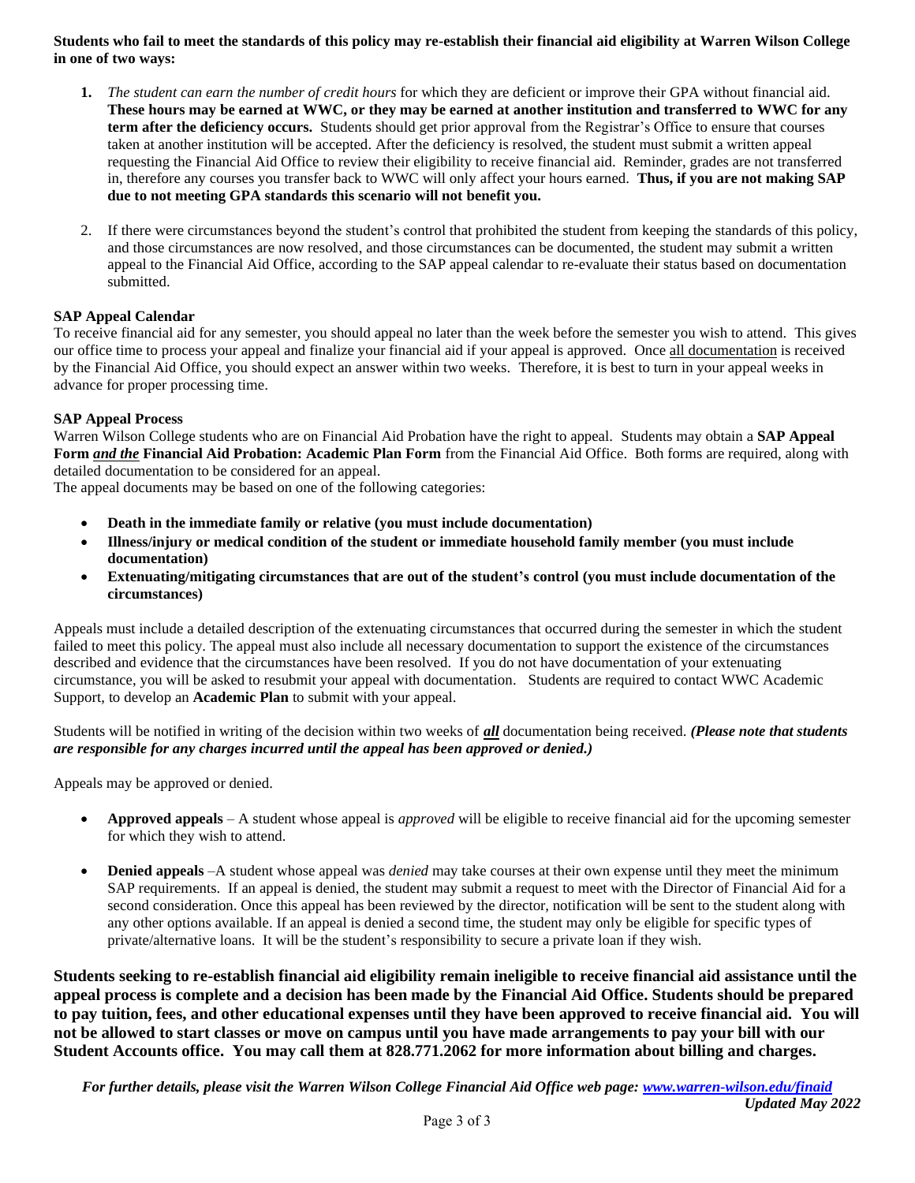**Students who fail to meet the standards of this policy may re-establish their financial aid eligibility at Warren Wilson College in one of two ways:**

1. *The student can earn the number of credit hours* for which they are deficient or improve their GPA without financial aid. **These hours may be earned at WWC, or they may be earned at another institution and transferred to WWC for any term after the deficiency occurs.** Students should get prior approval from the Registrar's Office to ensure that courses taken at another institution will be accepted. After the deficiency is resolved, the student must submit a written appeal requesting the Financial Aid Office to review their eligibility to receive financial aid. Reminder, grades are not transferred in, therefore any courses you transfer back to WWC will only affect your hours earned. **Thus, if you are not making SAP due to not meeting GPA standards this scenario will not benefit you.**

2. If there were circumstances beyond the student's control that prohibited the student from keeping the standards of this policy, and those circumstances are now resolved, and those circumstances can be documented, the student may submit a written appeal to the Financial Aid Office, according to the SAP appeal calendar to re-evaluate their status based on documentation submitted.

**SAP Appeal Calendar**

To receive financial aid for any semester, you should appeal no later than the week before the semester you wish to attend. This gives our office time to process your appeal and finalize your financial aid if your appeal is approved. Once all documentation is received by the Financial Aid Office, you should expect an answer within two weeks. Therefore, it is best to turn in your appeal weeks in advance for proper processing time.

**SAP Appeal Process**

Warren Wilson College students who are on Financial Aid Probation have the right to appeal. Students may obtain a **SAP Appeal Form** ***and the*** **Financial Aid Probation: Academic Plan Form** from the Financial Aid Office. Both forms are required, along with detailed documentation to be considered for an appeal.

The appeal documents may be based on one of the following categories:

- **Death in the immediate family or relative (you must include documentation)**
- **Illness/injury or medical condition of the student or immediate household family member (you must include documentation)**
- **Extenuating/mitigating circumstances that are out of the student's control (you must include documentation of the circumstances)**

Appeals must include a detailed description of the extenuating circumstances that occurred during the semester in which the student failed to meet this policy. The appeal must also include all necessary documentation to support the existence of the circumstances described and evidence that the circumstances have been resolved. If you do not have documentation of your extenuating circumstance, you will be asked to resubmit your appeal with documentation. Students are required to contact WWC Academic Support, to develop an **Academic Plan** to submit with your appeal.

Students will be notified in writing of the decision within two weeks of ***all*** documentation being received. ***(Please note that students are responsible for any charges incurred until the appeal has been approved or denied.)***

Appeals may be approved or denied.

- **Approved appeals** – A student whose appeal is *approved* will be eligible to receive financial aid for the upcoming semester for which they wish to attend.
- **Denied appeals** –A student whose appeal was *denied* may take courses at their own expense until they meet the minimum SAP requirements. If an appeal is denied, the student may submit a request to meet with the Director of Financial Aid for a second consideration. Once this appeal has been reviewed by the director, notification will be sent to the student along with any other options available. If an appeal is denied a second time, the student may only be eligible for specific types of private/alternative loans. It will be the student's responsibility to secure a private loan if they wish.

**Students seeking to re-establish financial aid eligibility remain ineligible to receive financial aid assistance until the appeal process is complete and a decision has been made by the Financial Aid Office. Students should be prepared to pay tuition, fees, and other educational expenses until they have been approved to receive financial aid. You will not be allowed to start classes or move on campus until you have made arrangements to pay your bill with our Student Accounts office. You may call them at 828.771.2062 for more information about billing and charges.**

***For further details, please visit the Warren Wilson College Financial Aid Office web page: www.warren-wilson.edu/finaid***

***Updated May 2022***